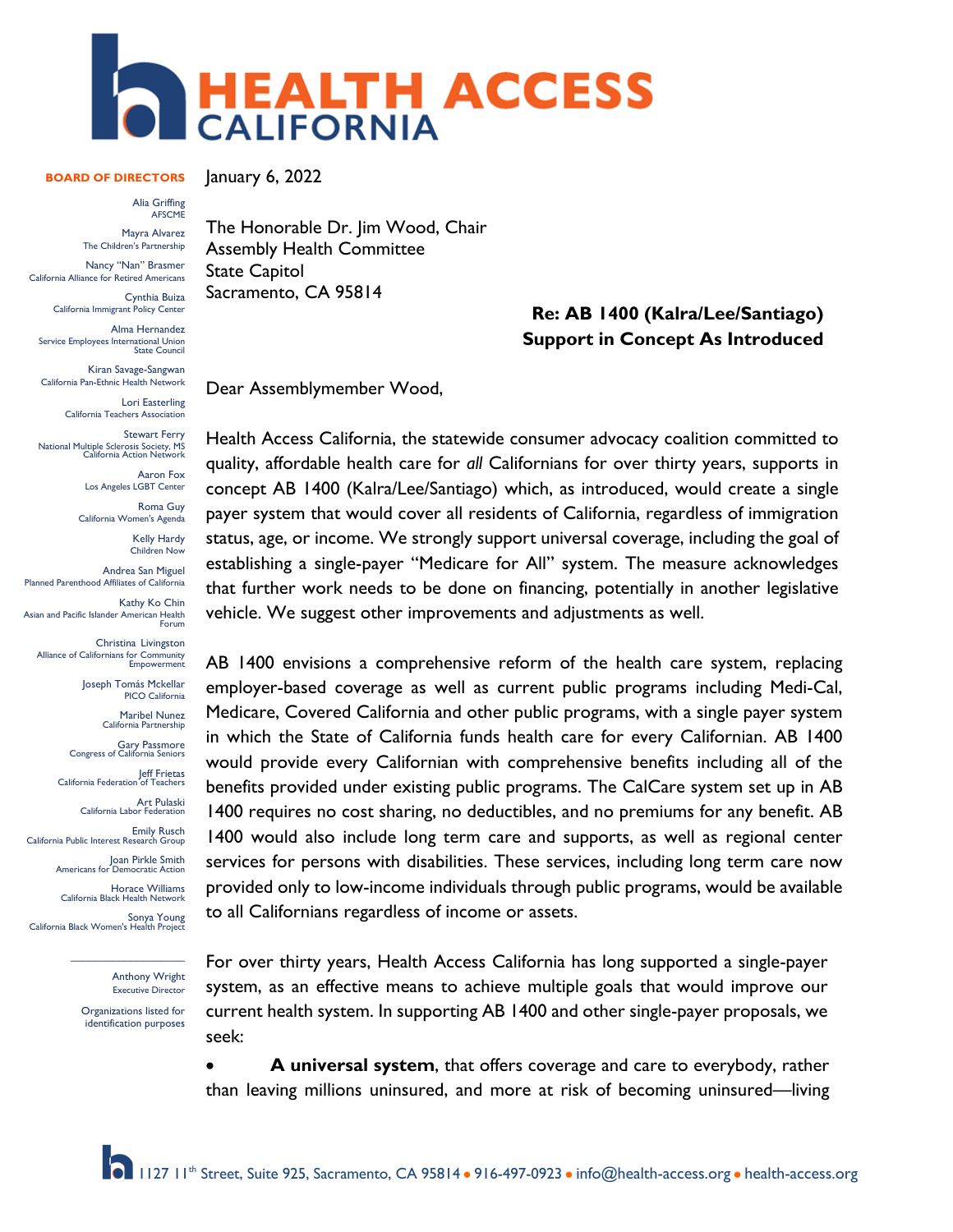# HEALTH ACCESS CALIFORNIA

**BOARD OF DIRECTORS**

Alia Griffing
AFSCME

Mayra Alvarez
The Children's Partnership

Nancy "Nan" Brasmer
California Alliance for Retired Americans

Cynthia Buiza
California Immigrant Policy Center

Alma Hernandez
Service Employees International Union State Council

Kiran Savage-Sangwan
California Pan-Ethnic Health Network

Lori Easterling
California Teachers Association

Stewart Ferry
National Multiple Sclerosis Society, MS California Action Network

Aaron Fox
Los Angeles LGBT Center

Roma Guy
California Women's Agenda

Kelly Hardy
Children Now

Andrea San Miguel
Planned Parenthood Affiliates of California

Kathy Ko Chin
Asian and Pacific Islander American Health Forum

Christina Livingston
Alliance of Californians for Community Empowerment

Joseph Tomás Mckellar
PICO California

Maribel Nunez
California Partnership

Gary Passmore
Congress of California Seniors

Jeff Frietas
California Federation of Teachers

Art Pulaski
California Labor Federation

Emily Rusch
California Public Interest Research Group

Joan Pirkle Smith
Americans for Democratic Action

Horace Williams
California Black Health Network

Sonya Young
California Black Women's Health Project

---

Anthony Wright
Executive Director

Organizations listed for identification purposes

January 6, 2022

The Honorable Dr. Jim Wood, Chair
Assembly Health Committee
State Capitol
Sacramento, CA 95814

**Re: AB 1400 (Kalra/Lee/Santiago)**
**Support in Concept As Introduced**

Dear Assemblymember Wood,

Health Access California, the statewide consumer advocacy coalition committed to quality, affordable health care for *all* Californians for over thirty years, supports in concept AB 1400 (Kalra/Lee/Santiago) which, as introduced, would create a single payer system that would cover all residents of California, regardless of immigration status, age, or income. We strongly support universal coverage, including the goal of establishing a single-payer "Medicare for All" system. The measure acknowledges that further work needs to be done on financing, potentially in another legislative vehicle. We suggest other improvements and adjustments as well.

AB 1400 envisions a comprehensive reform of the health care system, replacing employer-based coverage as well as current public programs including Medi-Cal, Medicare, Covered California and other public programs, with a single payer system in which the State of California funds health care for every Californian. AB 1400 would provide every Californian with comprehensive benefits including all of the benefits provided under existing public programs. The CalCare system set up in AB 1400 requires no cost sharing, no deductibles, and no premiums for any benefit. AB 1400 would also include long term care and supports, as well as regional center services for persons with disabilities. These services, including long term care now provided only to low-income individuals through public programs, would be available to all Californians regardless of income or assets.

For over thirty years, Health Access California has long supported a single-payer system, as an effective means to achieve multiple goals that would improve our current health system. In supporting AB 1400 and other single-payer proposals, we seek:

- **A universal system**, that offers coverage and care to everybody, rather than leaving millions uninsured, and more at risk of becoming uninsured—living

1127 11th Street, Suite 925, Sacramento, CA 95814 • 916-497-0923 • info@health-access.org • health-access.org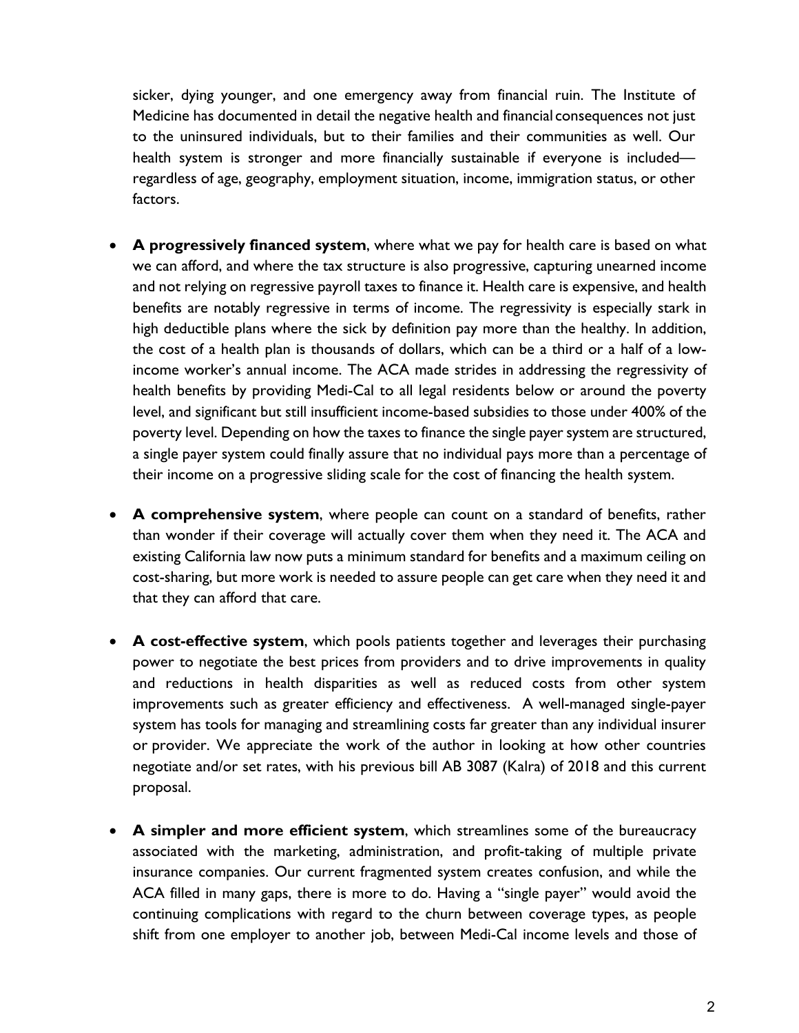sicker, dying younger, and one emergency away from financial ruin. The Institute of Medicine has documented in detail the negative health and financial consequences not just to the uninsured individuals, but to their families and their communities as well. Our health system is stronger and more financially sustainable if everyone is included—regardless of age, geography, employment situation, income, immigration status, or other factors.

- **A progressively financed system**, where what we pay for health care is based on what we can afford, and where the tax structure is also progressive, capturing unearned income and not relying on regressive payroll taxes to finance it. Health care is expensive, and health benefits are notably regressive in terms of income. The regressivity is especially stark in high deductible plans where the sick by definition pay more than the healthy. In addition, the cost of a health plan is thousands of dollars, which can be a third or a half of a low-income worker's annual income. The ACA made strides in addressing the regressivity of health benefits by providing Medi-Cal to all legal residents below or around the poverty level, and significant but still insufficient income-based subsidies to those under 400% of the poverty level. Depending on how the taxes to finance the single payer system are structured, a single payer system could finally assure that no individual pays more than a percentage of their income on a progressive sliding scale for the cost of financing the health system.

- **A comprehensive system**, where people can count on a standard of benefits, rather than wonder if their coverage will actually cover them when they need it. The ACA and existing California law now puts a minimum standard for benefits and a maximum ceiling on cost-sharing, but more work is needed to assure people can get care when they need it and that they can afford that care.

- **A cost-effective system**, which pools patients together and leverages their purchasing power to negotiate the best prices from providers and to drive improvements in quality and reductions in health disparities as well as reduced costs from other system improvements such as greater efficiency and effectiveness. A well-managed single-payer system has tools for managing and streamlining costs far greater than any individual insurer or provider. We appreciate the work of the author in looking at how other countries negotiate and/or set rates, with his previous bill AB 3087 (Kalra) of 2018 and this current proposal.

- **A simpler and more efficient system**, which streamlines some of the bureaucracy associated with the marketing, administration, and profit-taking of multiple private insurance companies. Our current fragmented system creates confusion, and while the ACA filled in many gaps, there is more to do. Having a "single payer" would avoid the continuing complications with regard to the churn between coverage types, as people shift from one employer to another job, between Medi-Cal income levels and those of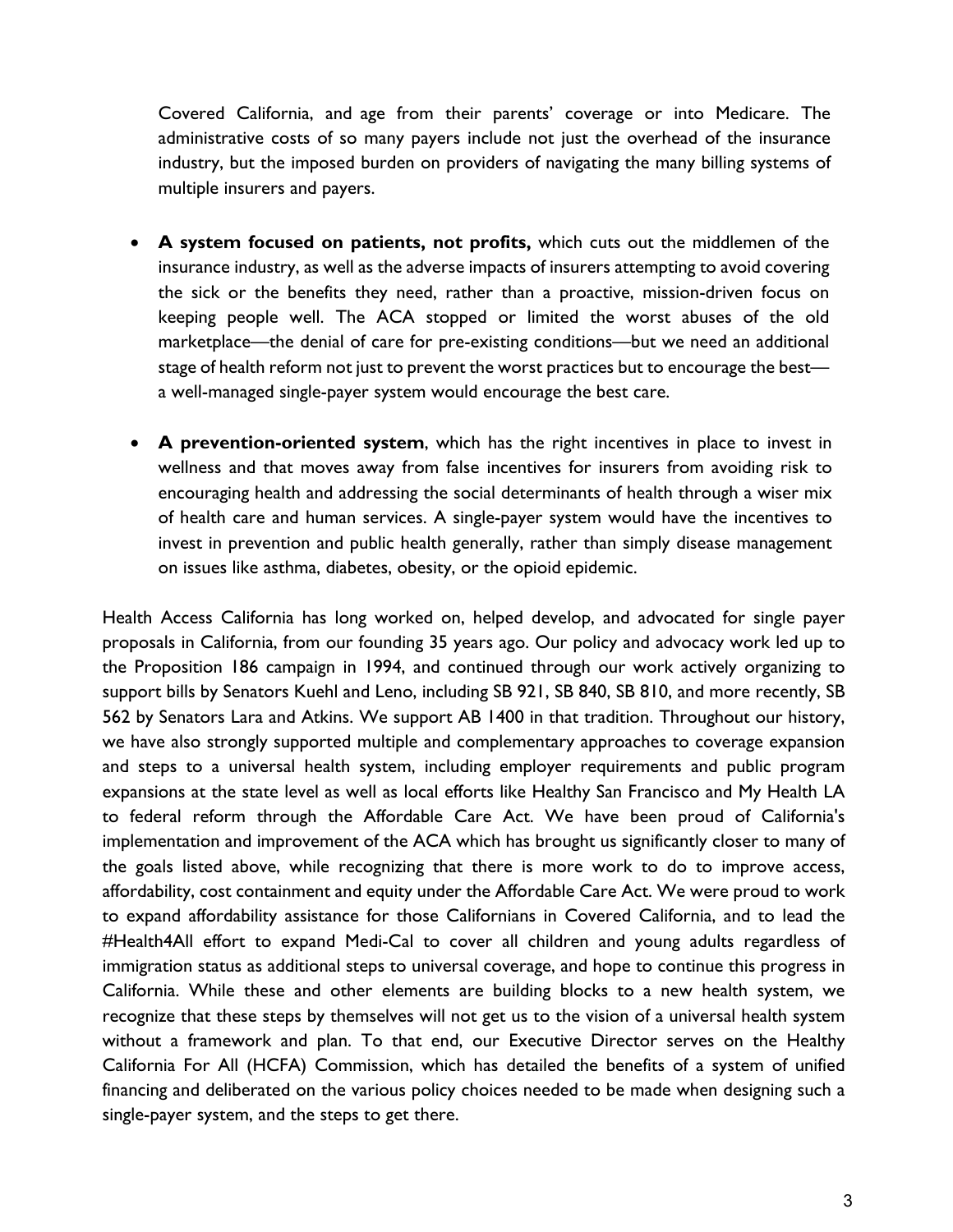Covered California, and age from their parents' coverage or into Medicare. The administrative costs of so many payers include not just the overhead of the insurance industry, but the imposed burden on providers of navigating the many billing systems of multiple insurers and payers.

- **A system focused on patients, not profits,** which cuts out the middlemen of the insurance industry, as well as the adverse impacts of insurers attempting to avoid covering the sick or the benefits they need, rather than a proactive, mission-driven focus on keeping people well. The ACA stopped or limited the worst abuses of the old marketplace—the denial of care for pre-existing conditions—but we need an additional stage of health reform not just to prevent the worst practices but to encourage the best—a well-managed single-payer system would encourage the best care.

- **A prevention-oriented system**, which has the right incentives in place to invest in wellness and that moves away from false incentives for insurers from avoiding risk to encouraging health and addressing the social determinants of health through a wiser mix of health care and human services. A single-payer system would have the incentives to invest in prevention and public health generally, rather than simply disease management on issues like asthma, diabetes, obesity, or the opioid epidemic.

Health Access California has long worked on, helped develop, and advocated for single payer proposals in California, from our founding 35 years ago. Our policy and advocacy work led up to the Proposition 186 campaign in 1994, and continued through our work actively organizing to support bills by Senators Kuehl and Leno, including SB 921, SB 840, SB 810, and more recently, SB 562 by Senators Lara and Atkins. We support AB 1400 in that tradition. Throughout our history, we have also strongly supported multiple and complementary approaches to coverage expansion and steps to a universal health system, including employer requirements and public program expansions at the state level as well as local efforts like Healthy San Francisco and My Health LA to federal reform through the Affordable Care Act. We have been proud of California's implementation and improvement of the ACA which has brought us significantly closer to many of the goals listed above, while recognizing that there is more work to do to improve access, affordability, cost containment and equity under the Affordable Care Act. We were proud to work to expand affordability assistance for those Californians in Covered California, and to lead the #Health4All effort to expand Medi-Cal to cover all children and young adults regardless of immigration status as additional steps to universal coverage, and hope to continue this progress in California. While these and other elements are building blocks to a new health system, we recognize that these steps by themselves will not get us to the vision of a universal health system without a framework and plan. To that end, our Executive Director serves on the Healthy California For All (HCFA) Commission, which has detailed the benefits of a system of unified financing and deliberated on the various policy choices needed to be made when designing such a single-payer system, and the steps to get there.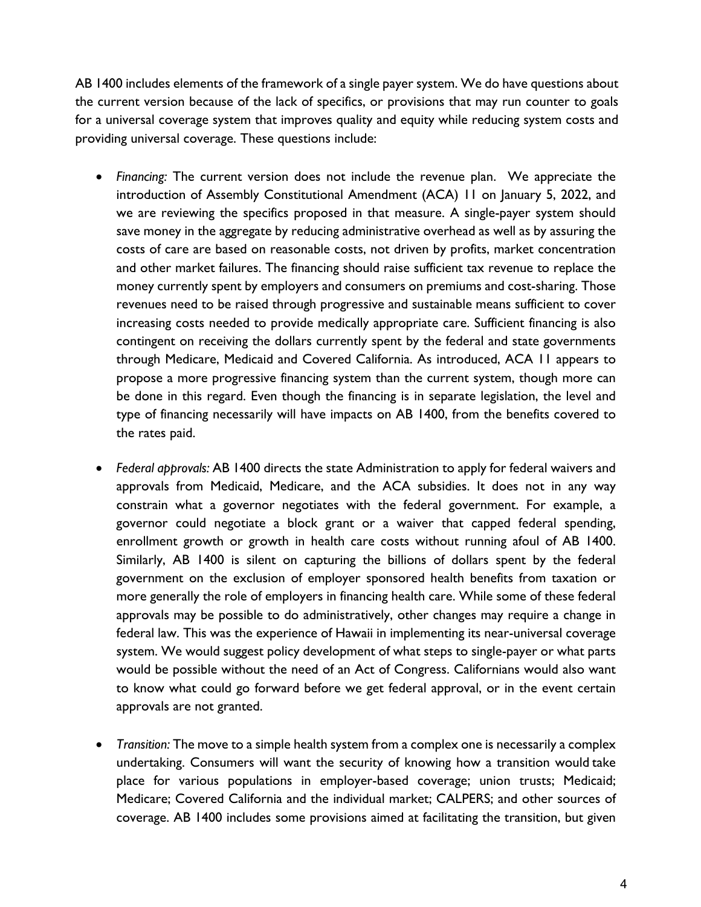AB 1400 includes elements of the framework of a single payer system. We do have questions about the current version because of the lack of specifics, or provisions that may run counter to goals for a universal coverage system that improves quality and equity while reducing system costs and providing universal coverage. These questions include:

- *Financing:* The current version does not include the revenue plan. We appreciate the introduction of Assembly Constitutional Amendment (ACA) 11 on January 5, 2022, and we are reviewing the specifics proposed in that measure. A single-payer system should save money in the aggregate by reducing administrative overhead as well as by assuring the costs of care are based on reasonable costs, not driven by profits, market concentration and other market failures. The financing should raise sufficient tax revenue to replace the money currently spent by employers and consumers on premiums and cost-sharing. Those revenues need to be raised through progressive and sustainable means sufficient to cover increasing costs needed to provide medically appropriate care. Sufficient financing is also contingent on receiving the dollars currently spent by the federal and state governments through Medicare, Medicaid and Covered California. As introduced, ACA 11 appears to propose a more progressive financing system than the current system, though more can be done in this regard. Even though the financing is in separate legislation, the level and type of financing necessarily will have impacts on AB 1400, from the benefits covered to the rates paid.

- *Federal approvals:* AB 1400 directs the state Administration to apply for federal waivers and approvals from Medicaid, Medicare, and the ACA subsidies. It does not in any way constrain what a governor negotiates with the federal government. For example, a governor could negotiate a block grant or a waiver that capped federal spending, enrollment growth or growth in health care costs without running afoul of AB 1400. Similarly, AB 1400 is silent on capturing the billions of dollars spent by the federal government on the exclusion of employer sponsored health benefits from taxation or more generally the role of employers in financing health care. While some of these federal approvals may be possible to do administratively, other changes may require a change in federal law. This was the experience of Hawaii in implementing its near-universal coverage system. We would suggest policy development of what steps to single-payer or what parts would be possible without the need of an Act of Congress. Californians would also want to know what could go forward before we get federal approval, or in the event certain approvals are not granted.

- *Transition:* The move to a simple health system from a complex one is necessarily a complex undertaking. Consumers will want the security of knowing how a transition would take place for various populations in employer-based coverage; union trusts; Medicaid; Medicare; Covered California and the individual market; CALPERS; and other sources of coverage. AB 1400 includes some provisions aimed at facilitating the transition, but given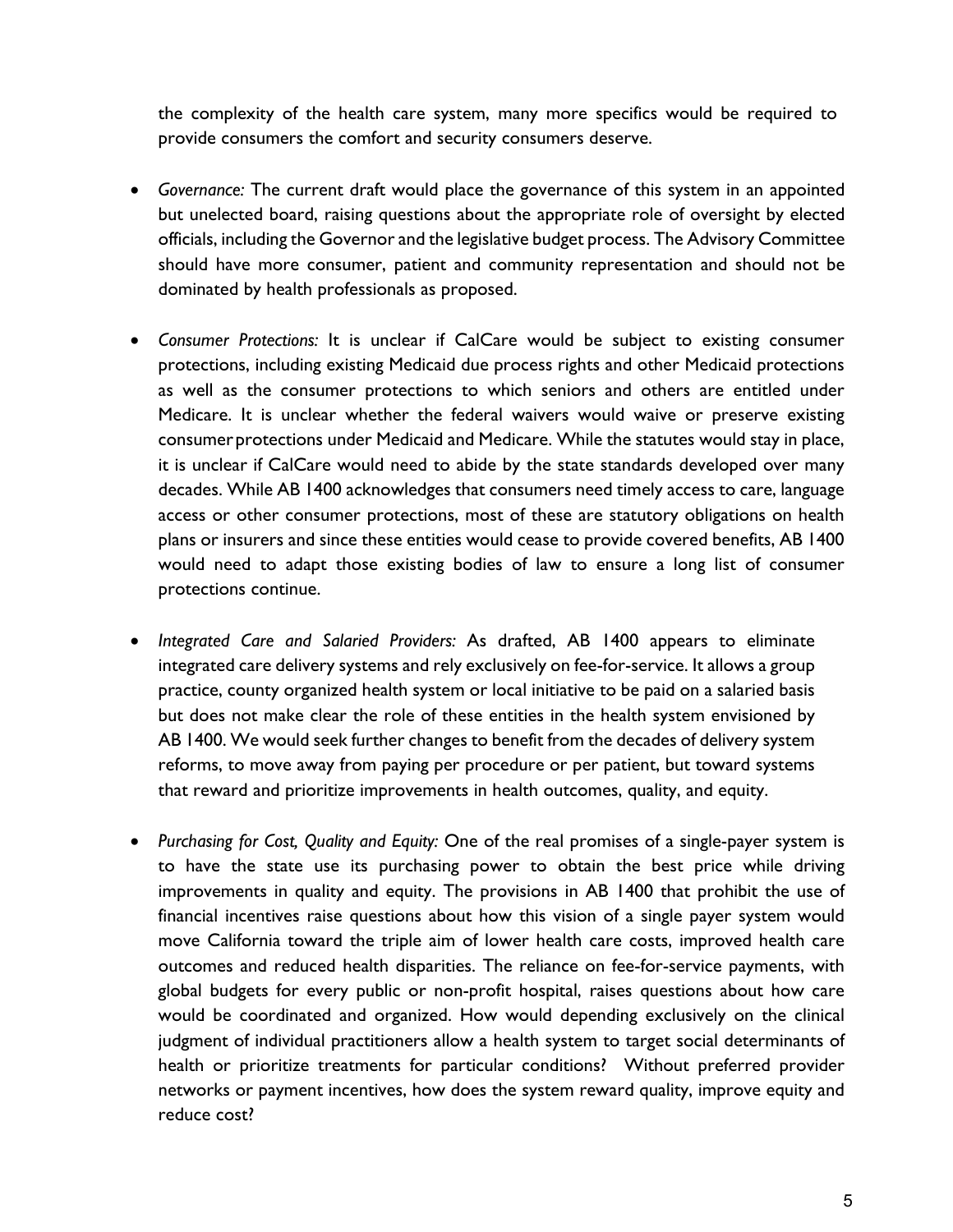the complexity of the health care system, many more specifics would be required to provide consumers the comfort and security consumers deserve.

- *Governance:* The current draft would place the governance of this system in an appointed but unelected board, raising questions about the appropriate role of oversight by elected officials, including the Governor and the legislative budget process. The Advisory Committee should have more consumer, patient and community representation and should not be dominated by health professionals as proposed.

- *Consumer Protections:* It is unclear if CalCare would be subject to existing consumer protections, including existing Medicaid due process rights and other Medicaid protections as well as the consumer protections to which seniors and others are entitled under Medicare. It is unclear whether the federal waivers would waive or preserve existing consumer protections under Medicaid and Medicare. While the statutes would stay in place, it is unclear if CalCare would need to abide by the state standards developed over many decades. While AB 1400 acknowledges that consumers need timely access to care, language access or other consumer protections, most of these are statutory obligations on health plans or insurers and since these entities would cease to provide covered benefits, AB 1400 would need to adapt those existing bodies of law to ensure a long list of consumer protections continue.

- *Integrated Care and Salaried Providers:* As drafted, AB 1400 appears to eliminate integrated care delivery systems and rely exclusively on fee-for-service. It allows a group practice, county organized health system or local initiative to be paid on a salaried basis but does not make clear the role of these entities in the health system envisioned by AB 1400. We would seek further changes to benefit from the decades of delivery system reforms, to move away from paying per procedure or per patient, but toward systems that reward and prioritize improvements in health outcomes, quality, and equity.

- *Purchasing for Cost, Quality and Equity:* One of the real promises of a single-payer system is to have the state use its purchasing power to obtain the best price while driving improvements in quality and equity. The provisions in AB 1400 that prohibit the use of financial incentives raise questions about how this vision of a single payer system would move California toward the triple aim of lower health care costs, improved health care outcomes and reduced health disparities. The reliance on fee-for-service payments, with global budgets for every public or non-profit hospital, raises questions about how care would be coordinated and organized. How would depending exclusively on the clinical judgment of individual practitioners allow a health system to target social determinants of health or prioritize treatments for particular conditions? Without preferred provider networks or payment incentives, how does the system reward quality, improve equity and reduce cost?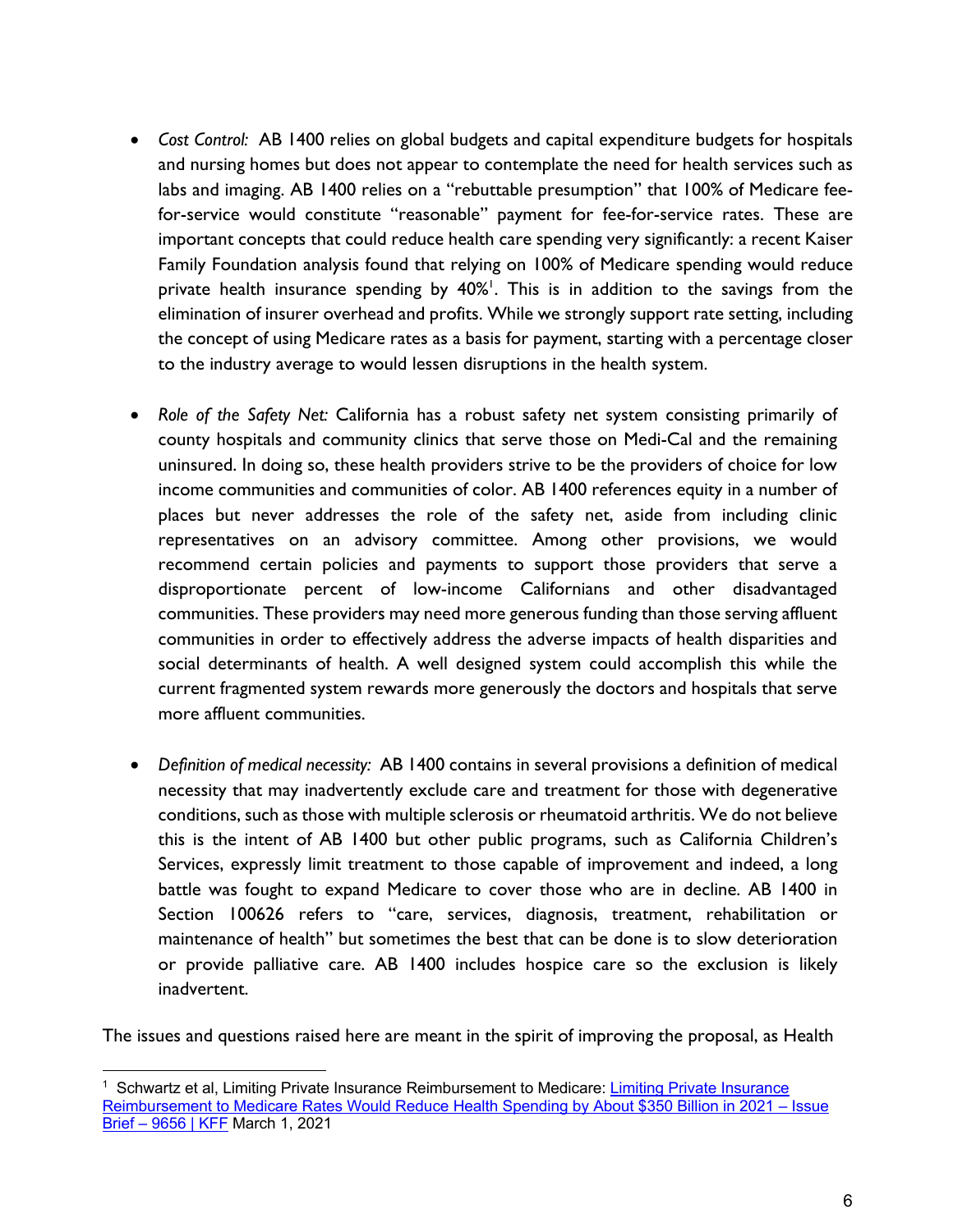- *Cost Control:* AB 1400 relies on global budgets and capital expenditure budgets for hospitals and nursing homes but does not appear to contemplate the need for health services such as labs and imaging. AB 1400 relies on a "rebuttable presumption" that 100% of Medicare fee-for-service would constitute "reasonable" payment for fee-for-service rates. These are important concepts that could reduce health care spending very significantly: a recent Kaiser Family Foundation analysis found that relying on 100% of Medicare spending would reduce private health insurance spending by 40%[1]. This is in addition to the savings from the elimination of insurer overhead and profits. While we strongly support rate setting, including the concept of using Medicare rates as a basis for payment, starting with a percentage closer to the industry average to would lessen disruptions in the health system.

- *Role of the Safety Net:* California has a robust safety net system consisting primarily of county hospitals and community clinics that serve those on Medi-Cal and the remaining uninsured. In doing so, these health providers strive to be the providers of choice for low income communities and communities of color. AB 1400 references equity in a number of places but never addresses the role of the safety net, aside from including clinic representatives on an advisory committee. Among other provisions, we would recommend certain policies and payments to support those providers that serve a disproportionate percent of low-income Californians and other disadvantaged communities. These providers may need more generous funding than those serving affluent communities in order to effectively address the adverse impacts of health disparities and social determinants of health. A well designed system could accomplish this while the current fragmented system rewards more generously the doctors and hospitals that serve more affluent communities.

- *Definition of medical necessity:* AB 1400 contains in several provisions a definition of medical necessity that may inadvertently exclude care and treatment for those with degenerative conditions, such as those with multiple sclerosis or rheumatoid arthritis. We do not believe this is the intent of AB 1400 but other public programs, such as California Children's Services, expressly limit treatment to those capable of improvement and indeed, a long battle was fought to expand Medicare to cover those who are in decline. AB 1400 in Section 100626 refers to "care, services, diagnosis, treatment, rehabilitation or maintenance of health" but sometimes the best that can be done is to slow deterioration or provide palliative care. AB 1400 includes hospice care so the exclusion is likely inadvertent.

The issues and questions raised here are meant in the spirit of improving the proposal, as Health

---

[1] Schwartz et al, Limiting Private Insurance Reimbursement to Medicare: [Limiting Private Insurance Reimbursement to Medicare Rates Would Reduce Health Spending by About $350 Billion in 2021 – Issue Brief – 9656 | KFF]() March 1, 2021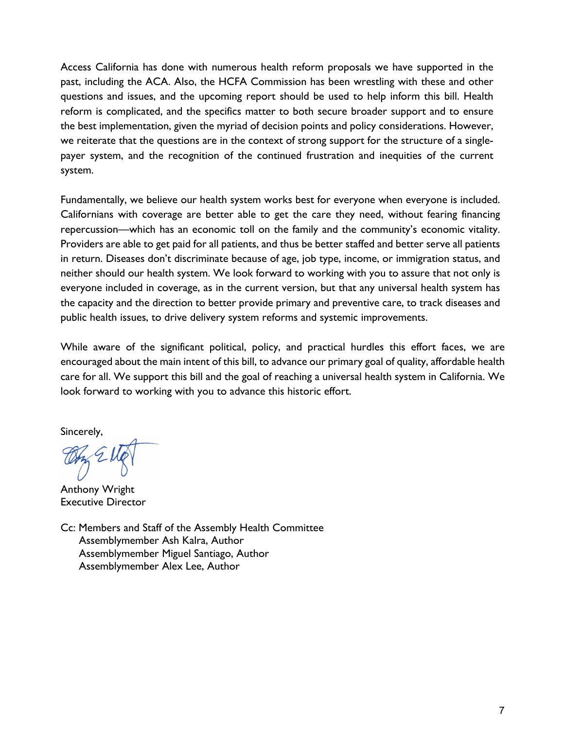Access California has done with numerous health reform proposals we have supported in the past, including the ACA. Also, the HCFA Commission has been wrestling with these and other questions and issues, and the upcoming report should be used to help inform this bill. Health reform is complicated, and the specifics matter to both secure broader support and to ensure the best implementation, given the myriad of decision points and policy considerations. However, we reiterate that the questions are in the context of strong support for the structure of a single-payer system, and the recognition of the continued frustration and inequities of the current system.

Fundamentally, we believe our health system works best for everyone when everyone is included. Californians with coverage are better able to get the care they need, without fearing financing repercussion—which has an economic toll on the family and the community's economic vitality. Providers are able to get paid for all patients, and thus be better staffed and better serve all patients in return. Diseases don't discriminate because of age, job type, income, or immigration status, and neither should our health system. We look forward to working with you to assure that not only is everyone included in coverage, as in the current version, but that any universal health system has the capacity and the direction to better provide primary and preventive care, to track diseases and public health issues, to drive delivery system reforms and systemic improvements.

While aware of the significant political, policy, and practical hurdles this effort faces, we are encouraged about the main intent of this bill, to advance our primary goal of quality, affordable health care for all. We support this bill and the goal of reaching a universal health system in California. We look forward to working with you to advance this historic effort.

Sincerely,

Anthony Wright
Executive Director

Cc: Members and Staff of the Assembly Health Committee
Assemblymember Ash Kalra, Author
Assemblymember Miguel Santiago, Author
Assemblymember Alex Lee, Author